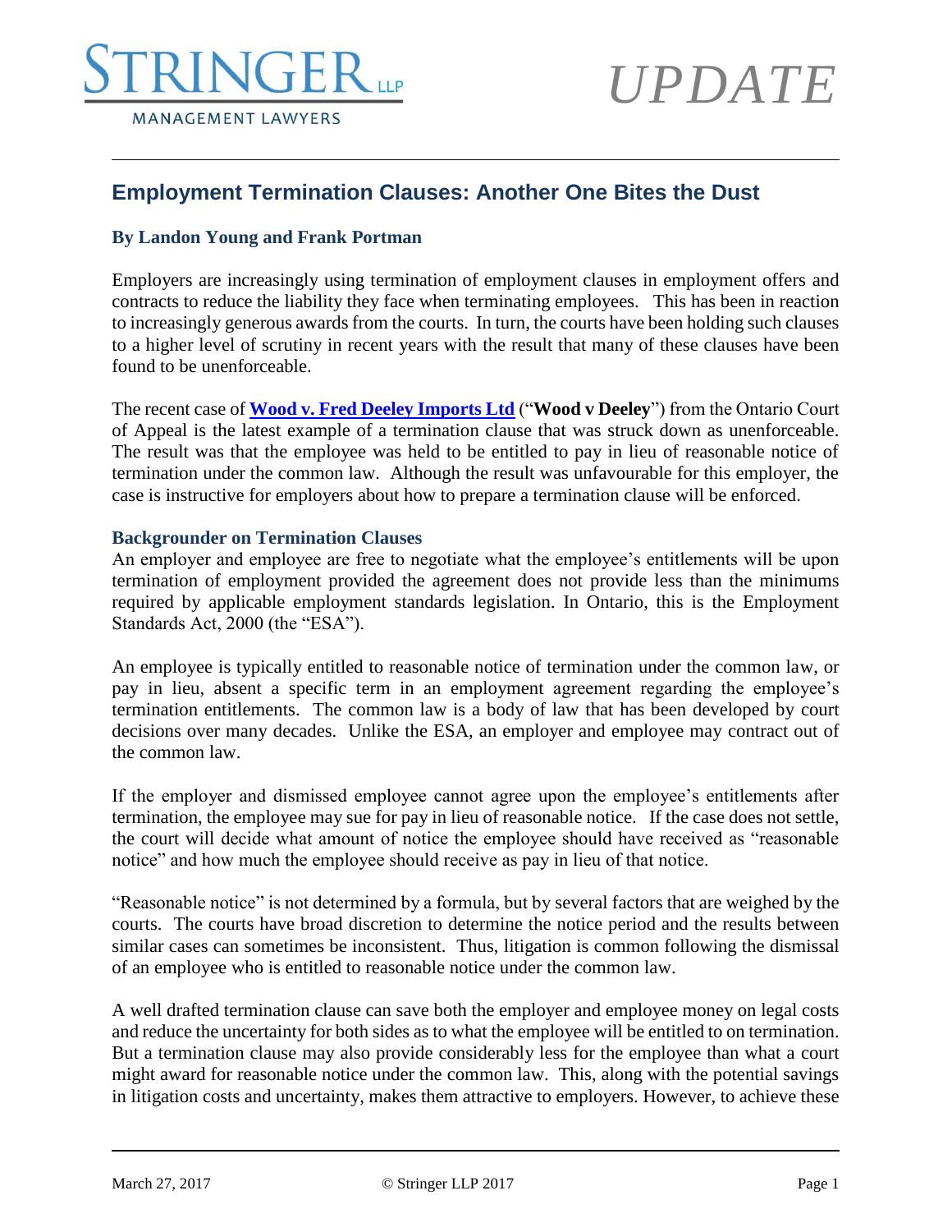STRINGER LLP

MANAGEMENT LAWYERS

*UPDATE*

## Employment Termination Clauses: Another One Bites the Dust

**By Landon Young and Frank Portman**

Employers are increasingly using termination of employment clauses in employment offers and contracts to reduce the liability they face when terminating employees. This has been in reaction to increasingly generous awards from the courts. In turn, the courts have been holding such clauses to a higher level of scrutiny in recent years with the result that many of these clauses have been found to be unenforceable.

The recent case of **Wood v. Fred Deeley Imports Ltd** ("**Wood v Deeley**") from the Ontario Court of Appeal is the latest example of a termination clause that was struck down as unenforceable. The result was that the employee was held to be entitled to pay in lieu of reasonable notice of termination under the common law. Although the result was unfavourable for this employer, the case is instructive for employers about how to prepare a termination clause will be enforced.

### Backgrounder on Termination Clauses

An employer and employee are free to negotiate what the employee's entitlements will be upon termination of employment provided the agreement does not provide less than the minimums required by applicable employment standards legislation. In Ontario, this is the Employment Standards Act, 2000 (the "ESA").

An employee is typically entitled to reasonable notice of termination under the common law, or pay in lieu, absent a specific term in an employment agreement regarding the employee's termination entitlements. The common law is a body of law that has been developed by court decisions over many decades. Unlike the ESA, an employer and employee may contract out of the common law.

If the employer and dismissed employee cannot agree upon the employee's entitlements after termination, the employee may sue for pay in lieu of reasonable notice. If the case does not settle, the court will decide what amount of notice the employee should have received as "reasonable notice" and how much the employee should receive as pay in lieu of that notice.

"Reasonable notice" is not determined by a formula, but by several factors that are weighed by the courts. The courts have broad discretion to determine the notice period and the results between similar cases can sometimes be inconsistent. Thus, litigation is common following the dismissal of an employee who is entitled to reasonable notice under the common law.

A well drafted termination clause can save both the employer and employee money on legal costs and reduce the uncertainty for both sides as to what the employee will be entitled to on termination. But a termination clause may also provide considerably less for the employee than what a court might award for reasonable notice under the common law. This, along with the potential savings in litigation costs and uncertainty, makes them attractive to employers. However, to achieve these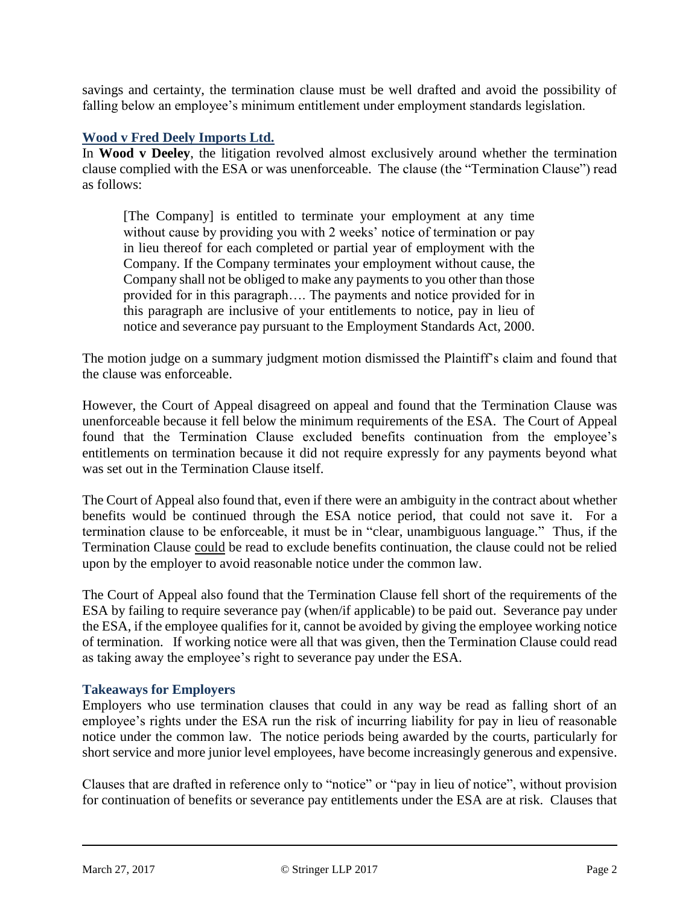savings and certainty, the termination clause must be well drafted and avoid the possibility of falling below an employee's minimum entitlement under employment standards legislation.

### Wood v Fred Deely Imports Ltd.

In **Wood v Deeley**, the litigation revolved almost exclusively around whether the termination clause complied with the ESA or was unenforceable. The clause (the "Termination Clause") read as follows:

> [The Company] is entitled to terminate your employment at any time without cause by providing you with 2 weeks' notice of termination or pay in lieu thereof for each completed or partial year of employment with the Company. If the Company terminates your employment without cause, the Company shall not be obliged to make any payments to you other than those provided for in this paragraph…. The payments and notice provided for in this paragraph are inclusive of your entitlements to notice, pay in lieu of notice and severance pay pursuant to the Employment Standards Act, 2000.

The motion judge on a summary judgment motion dismissed the Plaintiff's claim and found that the clause was enforceable.

However, the Court of Appeal disagreed on appeal and found that the Termination Clause was unenforceable because it fell below the minimum requirements of the ESA. The Court of Appeal found that the Termination Clause excluded benefits continuation from the employee's entitlements on termination because it did not require expressly for any payments beyond what was set out in the Termination Clause itself.

The Court of Appeal also found that, even if there were an ambiguity in the contract about whether benefits would be continued through the ESA notice period, that could not save it. For a termination clause to be enforceable, it must be in "clear, unambiguous language." Thus, if the Termination Clause could be read to exclude benefits continuation, the clause could not be relied upon by the employer to avoid reasonable notice under the common law.

The Court of Appeal also found that the Termination Clause fell short of the requirements of the ESA by failing to require severance pay (when/if applicable) to be paid out. Severance pay under the ESA, if the employee qualifies for it, cannot be avoided by giving the employee working notice of termination. If working notice were all that was given, then the Termination Clause could read as taking away the employee's right to severance pay under the ESA.

### Takeaways for Employers

Employers who use termination clauses that could in any way be read as falling short of an employee's rights under the ESA run the risk of incurring liability for pay in lieu of reasonable notice under the common law. The notice periods being awarded by the courts, particularly for short service and more junior level employees, have become increasingly generous and expensive.

Clauses that are drafted in reference only to "notice" or "pay in lieu of notice", without provision for continuation of benefits or severance pay entitlements under the ESA are at risk. Clauses that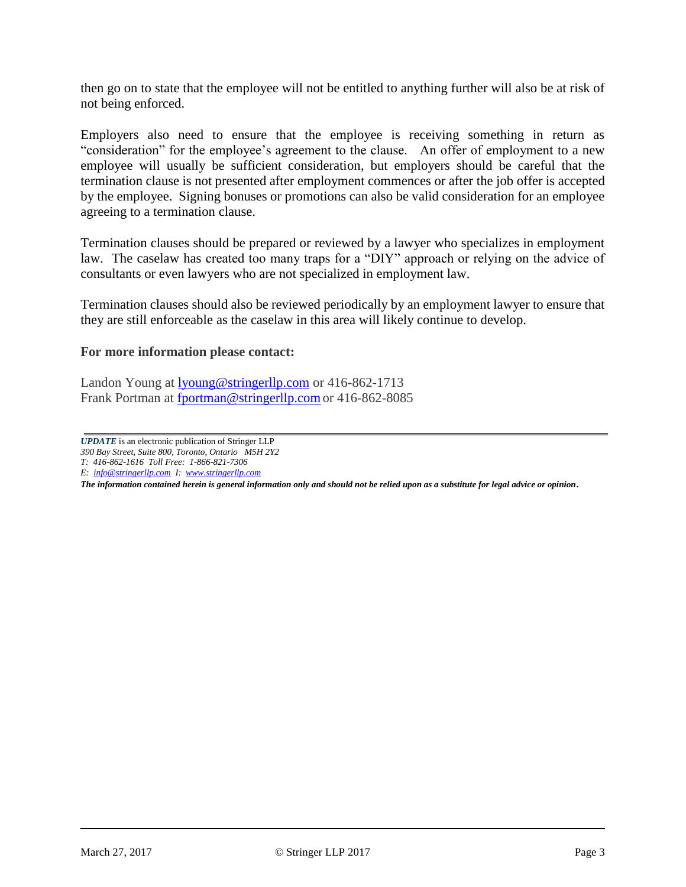then go on to state that the employee will not be entitled to anything further will also be at risk of not being enforced.

Employers also need to ensure that the employee is receiving something in return as "consideration" for the employee's agreement to the clause. An offer of employment to a new employee will usually be sufficient consideration, but employers should be careful that the termination clause is not presented after employment commences or after the job offer is accepted by the employee. Signing bonuses or promotions can also be valid consideration for an employee agreeing to a termination clause.

Termination clauses should be prepared or reviewed by a lawyer who specializes in employment law. The caselaw has created too many traps for a "DIY" approach or relying on the advice of consultants or even lawyers who are not specialized in employment law.

Termination clauses should also be reviewed periodically by an employment lawyer to ensure that they are still enforceable as the caselaw in this area will likely continue to develop.

**For more information please contact:**

Landon Young at lyoung@stringerllp.com or 416-862-1713
Frank Portman at fportman@stringerllp.com or 416-862-8085

---

***UPDATE*** is an electronic publication of Stringer LLP
*390 Bay Street, Suite 800, Toronto, Ontario M5H 2Y2*
*T: 416-862-1616 Toll Free: 1-866-821-7306*
*E: info@stringerllp.com I: www.stringerllp.com*
***The information contained herein is general information only and should not be relied upon as a substitute for legal advice or opinion.***